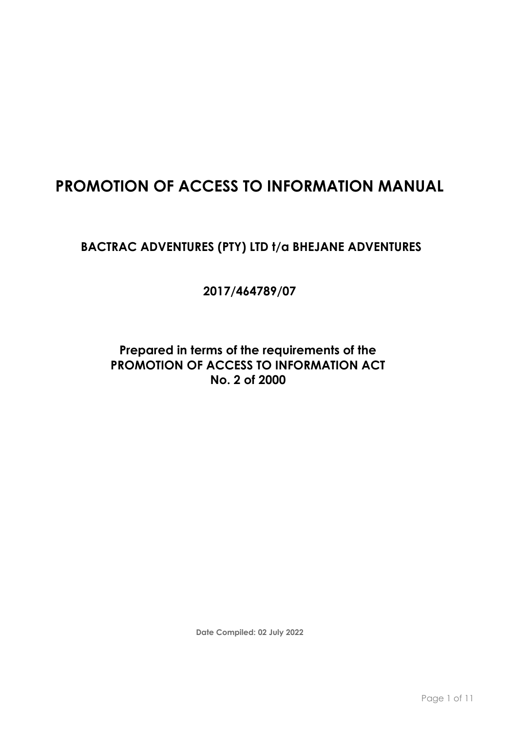# PROMOTION OF ACCESS TO INFORMATION MANUAL

## BACTRAC ADVENTURES (PTY) LTD t/a BHEJANE ADVENTURES

## 2017/464789/07

## Prepared in terms of the requirements of the PROMOTION OF ACCESS TO INFORMATION ACT No. 2 of 2000

**Date Compiled: 02 July 2022**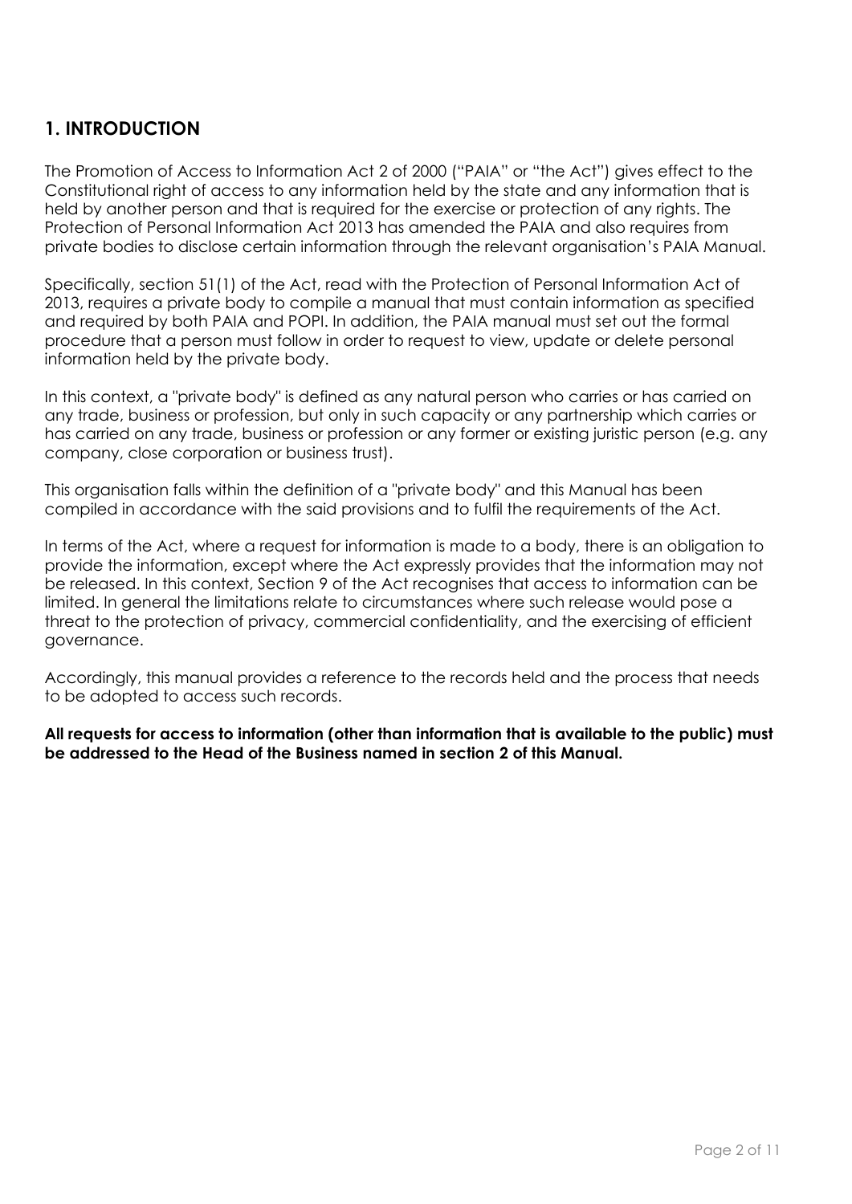## 1. INTRODUCTION

The Promotion of Access to Information Act 2 of 2000 ("PAIA" or "the Act") gives effect to the Constitutional right of access to any information held by the state and any information that is held by another person and that is required for the exercise or protection of any rights. The Protection of Personal Information Act 2013 has amended the PAIA and also requires from private bodies to disclose certain information through the relevant organisation's PAIA Manual.

Specifically, section 51(1) of the Act, read with the Protection of Personal Information Act of 2013, requires a private body to compile a manual that must contain information as specified and required by both PAIA and POPI. In addition, the PAIA manual must set out the formal procedure that a person must follow in order to request to view, update or delete personal information held by the private body.

In this context, a "private body" is defined as any natural person who carries or has carried on any trade, business or profession, but only in such capacity or any partnership which carries or has carried on any trade, business or profession or any former or existing juristic person (e.g. any company, close corporation or business trust).

This organisation falls within the definition of a "private body" and this Manual has been compiled in accordance with the said provisions and to fulfil the requirements of the Act.

In terms of the Act, where a request for information is made to a body, there is an obligation to provide the information, except where the Act expressly provides that the information may not be released. In this context, Section 9 of the Act recognises that access to information can be limited. In general the limitations relate to circumstances where such release would pose a threat to the protection of privacy, commercial confidentiality, and the exercising of efficient governance.

Accordingly, this manual provides a reference to the records held and the process that needs to be adopted to access such records.

**All requests for access to information (other than information that is available to the public) must be addressed to the Head of the Business named in section 2 of this Manual.**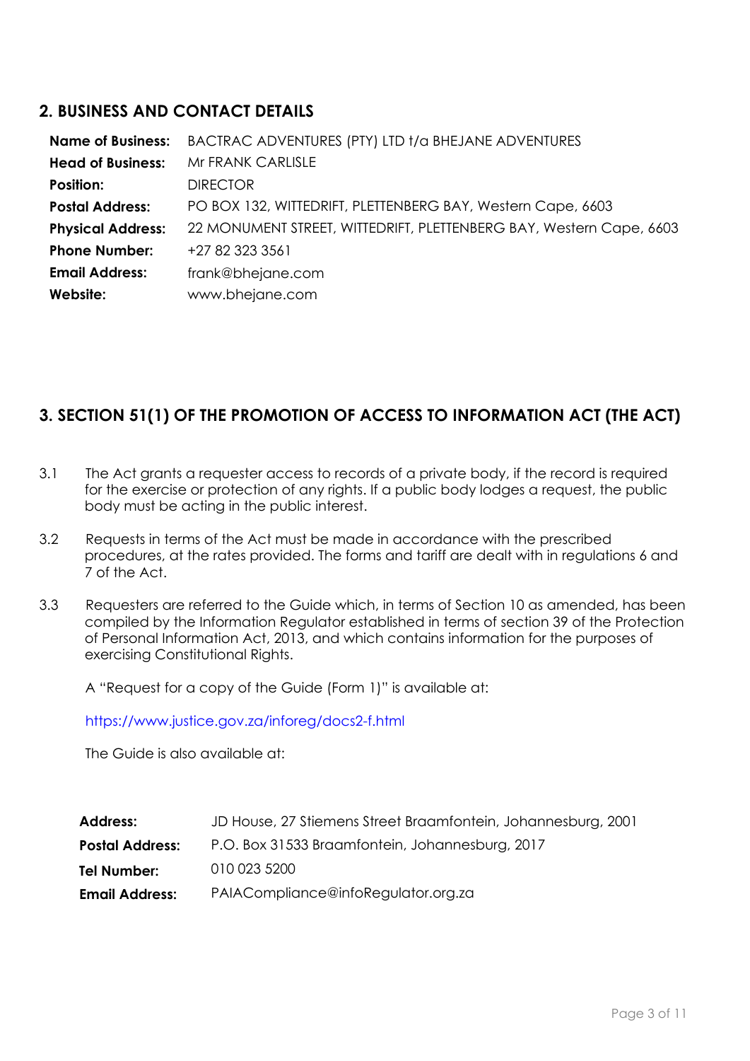## 2. BUSINESS AND CONTACT DETAILS

| | |
|---|---|
| **Name of Business:** | BACTRAC ADVENTURES (PTY) LTD t/a BHEJANE ADVENTURES |
| **Head of Business:** | Mr FRANK CARLISLE |
| **Position:** | DIRECTOR |
| **Postal Address:** | PO BOX 132, WITTEDRIFT, PLETTENBERG BAY, Western Cape, 6603 |
| **Physical Address:** | 22 MONUMENT STREET, WITTEDRIFT, PLETTENBERG BAY, Western Cape, 6603 |
| **Phone Number:** | +27 82 323 3561 |
| **Email Address:** | frank@bhejane.com |
| **Website:** | www.bhejane.com |

## 3. SECTION 51(1) OF THE PROMOTION OF ACCESS TO INFORMATION ACT (THE ACT)

3.1 The Act grants a requester access to records of a private body, if the record is required for the exercise or protection of any rights. If a public body lodges a request, the public body must be acting in the public interest.

3.2 Requests in terms of the Act must be made in accordance with the prescribed procedures, at the rates provided. The forms and tariff are dealt with in regulations 6 and 7 of the Act.

3.3 Requesters are referred to the Guide which, in terms of Section 10 as amended, has been compiled by the Information Regulator established in terms of section 39 of the Protection of Personal Information Act, 2013, and which contains information for the purposes of exercising Constitutional Rights.

A "Request for a copy of the Guide (Form 1)" is available at:

https://www.justice.gov.za/inforeg/docs2-f.html

The Guide is also available at:

| | |
|---|---|
| **Address:** | JD House, 27 Stiemens Street Braamfontein, Johannesburg, 2001 |
| **Postal Address:** | P.O. Box 31533 Braamfontein, Johannesburg, 2017 |
| **Tel Number:** | 010 023 5200 |
| **Email Address:** | PAIACompliance@infoRegulator.org.za |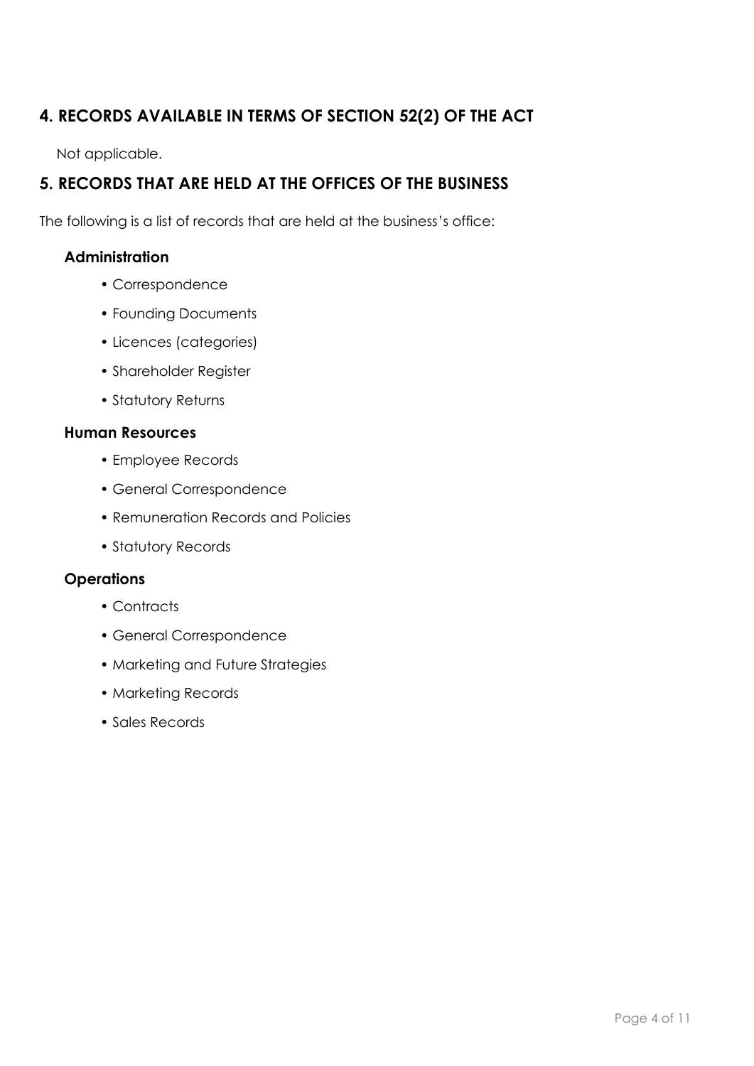## 4. RECORDS AVAILABLE IN TERMS OF SECTION 52(2) OF THE ACT

Not applicable.

## 5. RECORDS THAT ARE HELD AT THE OFFICES OF THE BUSINESS

The following is a list of records that are held at the business's office:

### Administration

- Correspondence
- Founding Documents
- Licences (categories)
- Shareholder Register
- Statutory Returns

### Human Resources

- Employee Records
- General Correspondence
- Remuneration Records and Policies
- Statutory Records

### Operations

- Contracts
- General Correspondence
- Marketing and Future Strategies
- Marketing Records
- Sales Records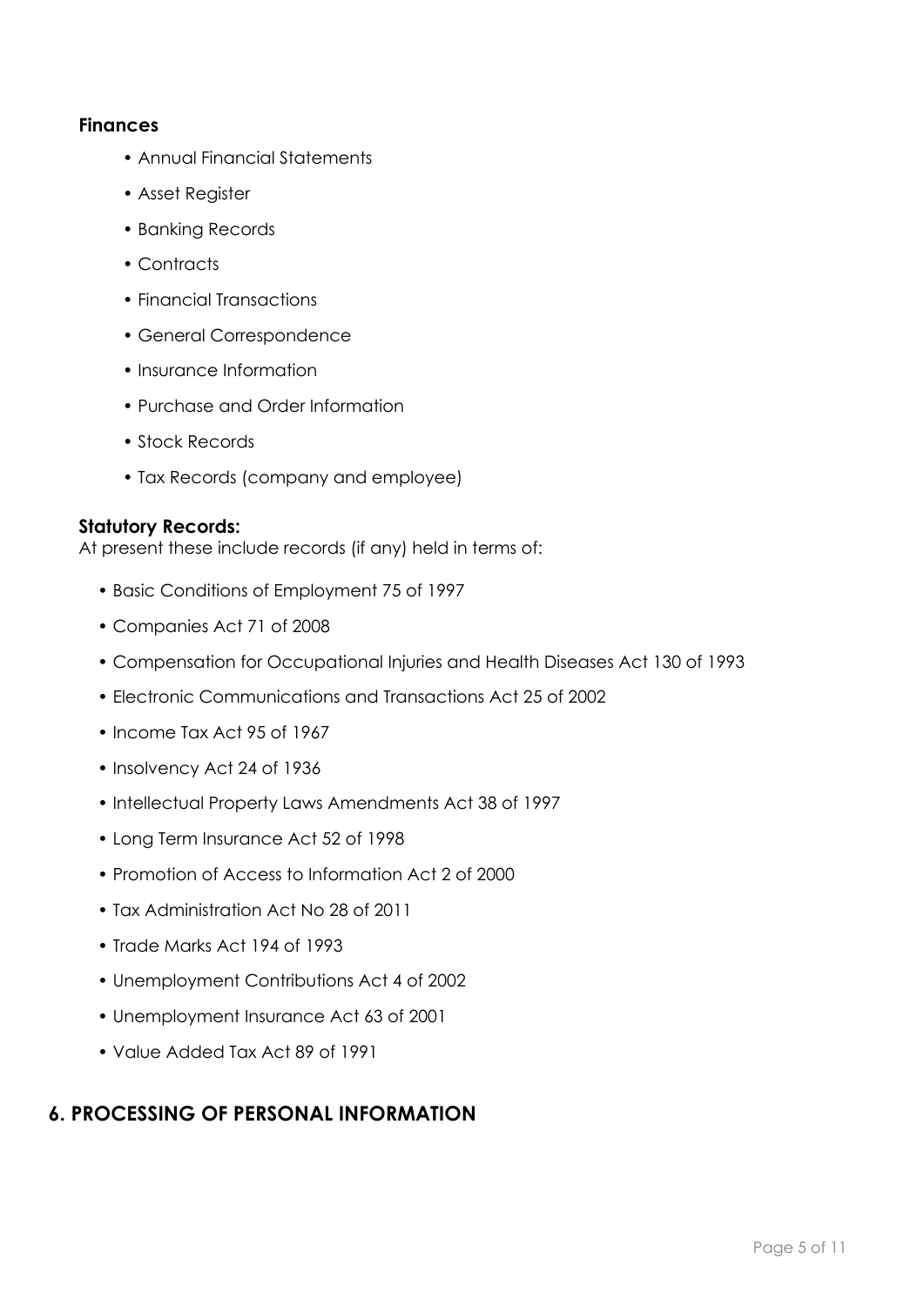**Finances**

- Annual Financial Statements
- Asset Register
- Banking Records
- Contracts
- Financial Transactions
- General Correspondence
- Insurance Information
- Purchase and Order Information
- Stock Records
- Tax Records (company and employee)

**Statutory Records:**
At present these include records (if any) held in terms of:

- Basic Conditions of Employment 75 of 1997
- Companies Act 71 of 2008
- Compensation for Occupational Injuries and Health Diseases Act 130 of 1993
- Electronic Communications and Transactions Act 25 of 2002
- Income Tax Act 95 of 1967
- Insolvency Act 24 of 1936
- Intellectual Property Laws Amendments Act 38 of 1997
- Long Term Insurance Act 52 of 1998
- Promotion of Access to Information Act 2 of 2000
- Tax Administration Act No 28 of 2011
- Trade Marks Act 194 of 1993
- Unemployment Contributions Act 4 of 2002
- Unemployment Insurance Act 63 of 2001
- Value Added Tax Act 89 of 1991

## 6. PROCESSING OF PERSONAL INFORMATION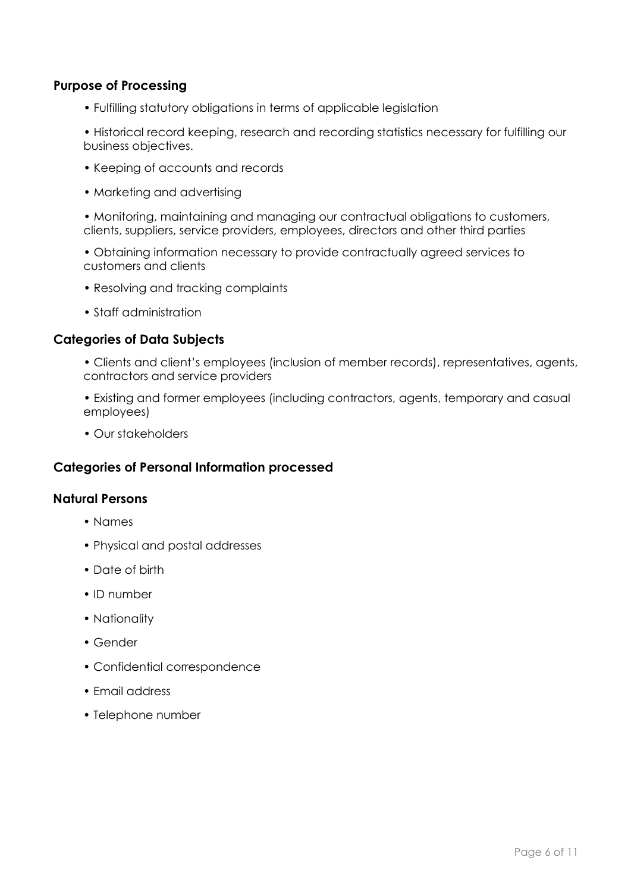## Purpose of Processing

- Fulfilling statutory obligations in terms of applicable legislation
- Historical record keeping, research and recording statistics necessary for fulfilling our business objectives.
- Keeping of accounts and records
- Marketing and advertising
- Monitoring, maintaining and managing our contractual obligations to customers, clients, suppliers, service providers, employees, directors and other third parties
- Obtaining information necessary to provide contractually agreed services to customers and clients
- Resolving and tracking complaints
- Staff administration

## Categories of Data Subjects

- Clients and client's employees (inclusion of member records), representatives, agents, contractors and service providers
- Existing and former employees (including contractors, agents, temporary and casual employees)
- Our stakeholders

## Categories of Personal Information processed

### Natural Persons

- Names
- Physical and postal addresses
- Date of birth
- ID number
- Nationality
- Gender
- Confidential correspondence
- Email address
- Telephone number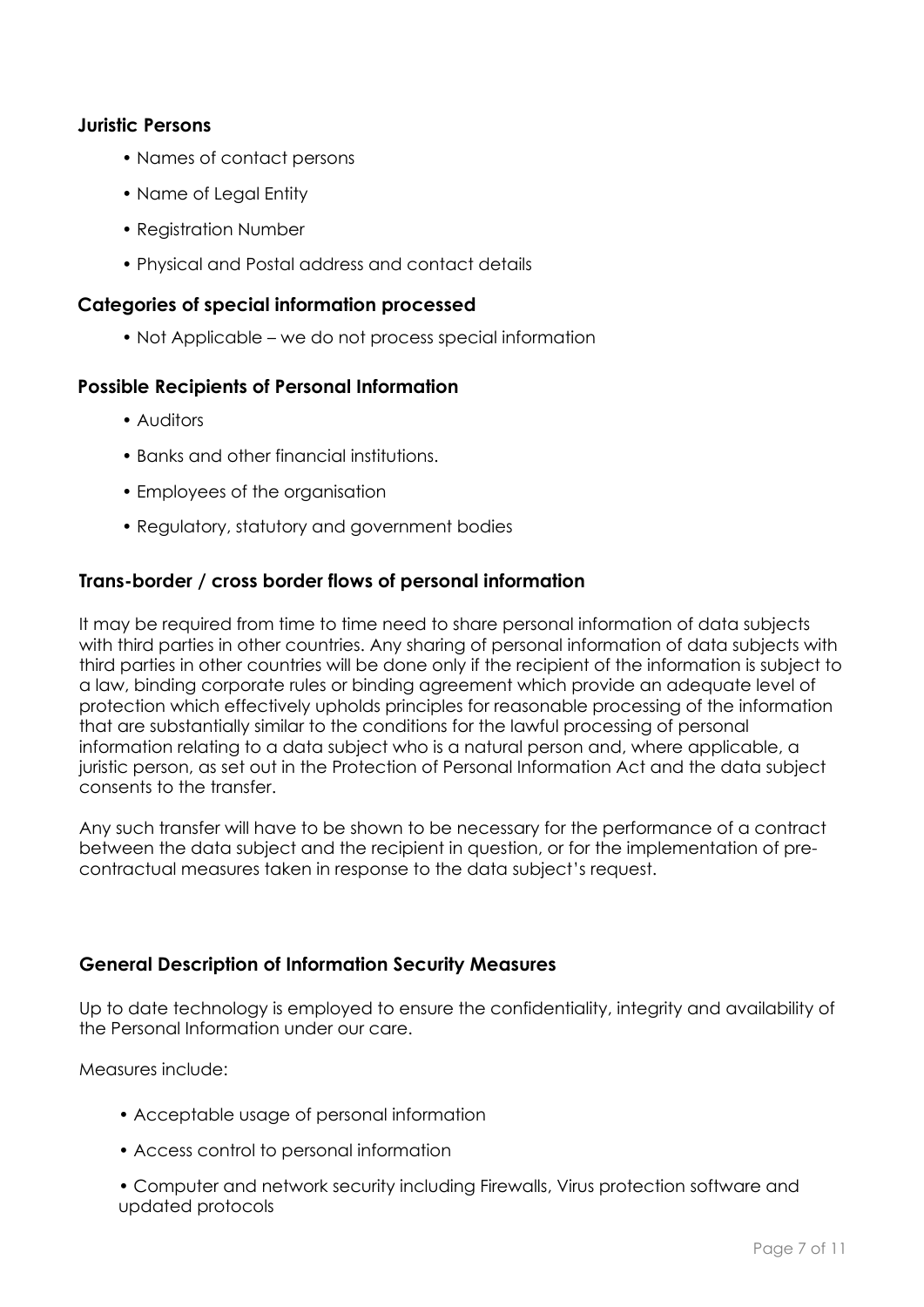### Juristic Persons

- Names of contact persons
- Name of Legal Entity
- Registration Number
- Physical and Postal address and contact details

### Categories of special information processed

- Not Applicable – we do not process special information

### Possible Recipients of Personal Information

- Auditors
- Banks and other financial institutions.
- Employees of the organisation
- Regulatory, statutory and government bodies

### Trans-border / cross border flows of personal information

It may be required from time to time need to share personal information of data subjects with third parties in other countries. Any sharing of personal information of data subjects with third parties in other countries will be done only if the recipient of the information is subject to a law, binding corporate rules or binding agreement which provide an adequate level of protection which effectively upholds principles for reasonable processing of the information that are substantially similar to the conditions for the lawful processing of personal information relating to a data subject who is a natural person and, where applicable, a juristic person, as set out in the Protection of Personal Information Act and the data subject consents to the transfer.

Any such transfer will have to be shown to be necessary for the performance of a contract between the data subject and the recipient in question, or for the implementation of pre-contractual measures taken in response to the data subject's request.

### General Description of Information Security Measures

Up to date technology is employed to ensure the confidentiality, integrity and availability of the Personal Information under our care.

Measures include:

- Acceptable usage of personal information
- Access control to personal information
- Computer and network security including Firewalls, Virus protection software and updated protocols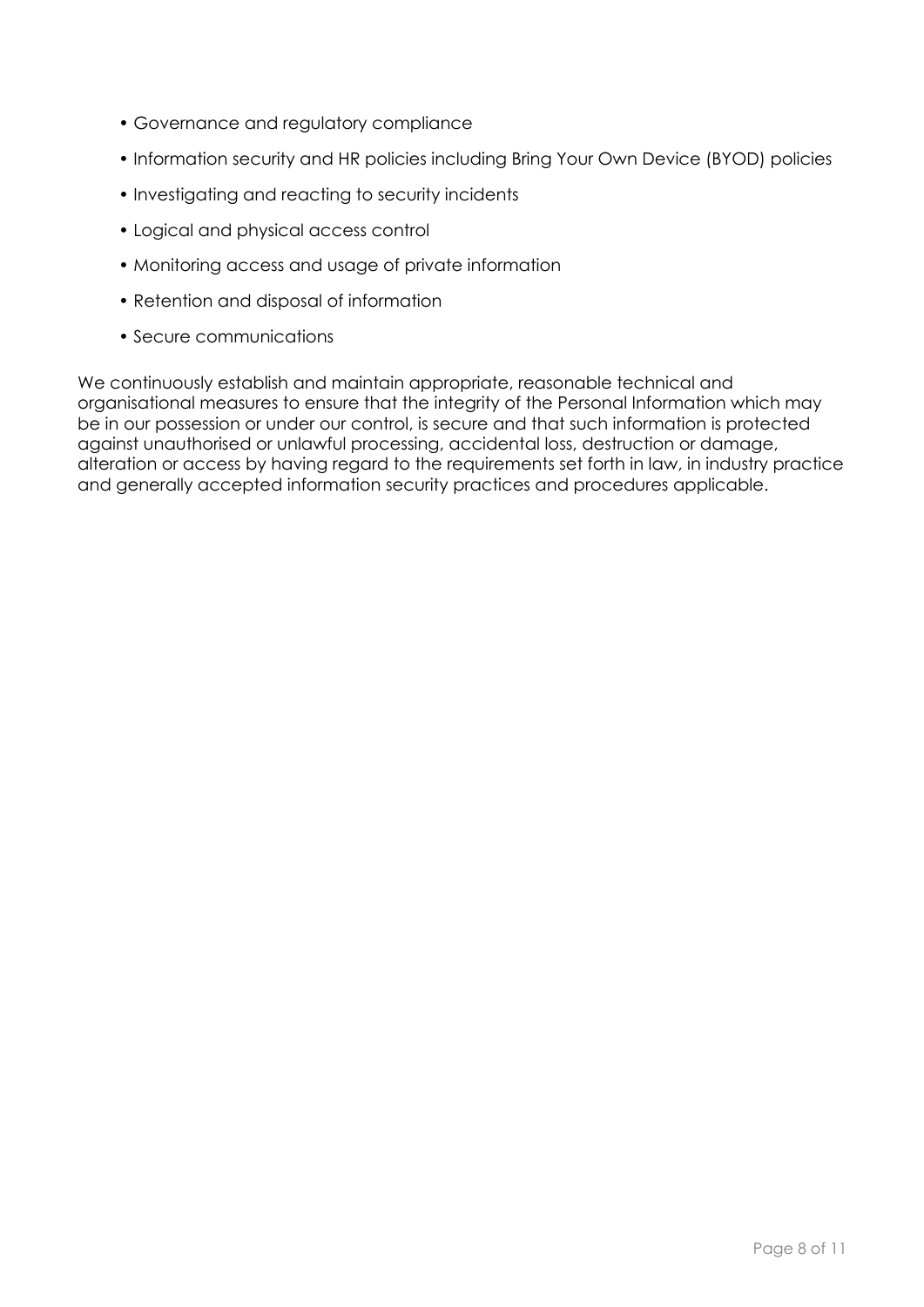- Governance and regulatory compliance
- Information security and HR policies including Bring Your Own Device (BYOD) policies
- Investigating and reacting to security incidents
- Logical and physical access control
- Monitoring access and usage of private information
- Retention and disposal of information
- Secure communications

We continuously establish and maintain appropriate, reasonable technical and organisational measures to ensure that the integrity of the Personal Information which may be in our possession or under our control, is secure and that such information is protected against unauthorised or unlawful processing, accidental loss, destruction or damage, alteration or access by having regard to the requirements set forth in law, in industry practice and generally accepted information security practices and procedures applicable.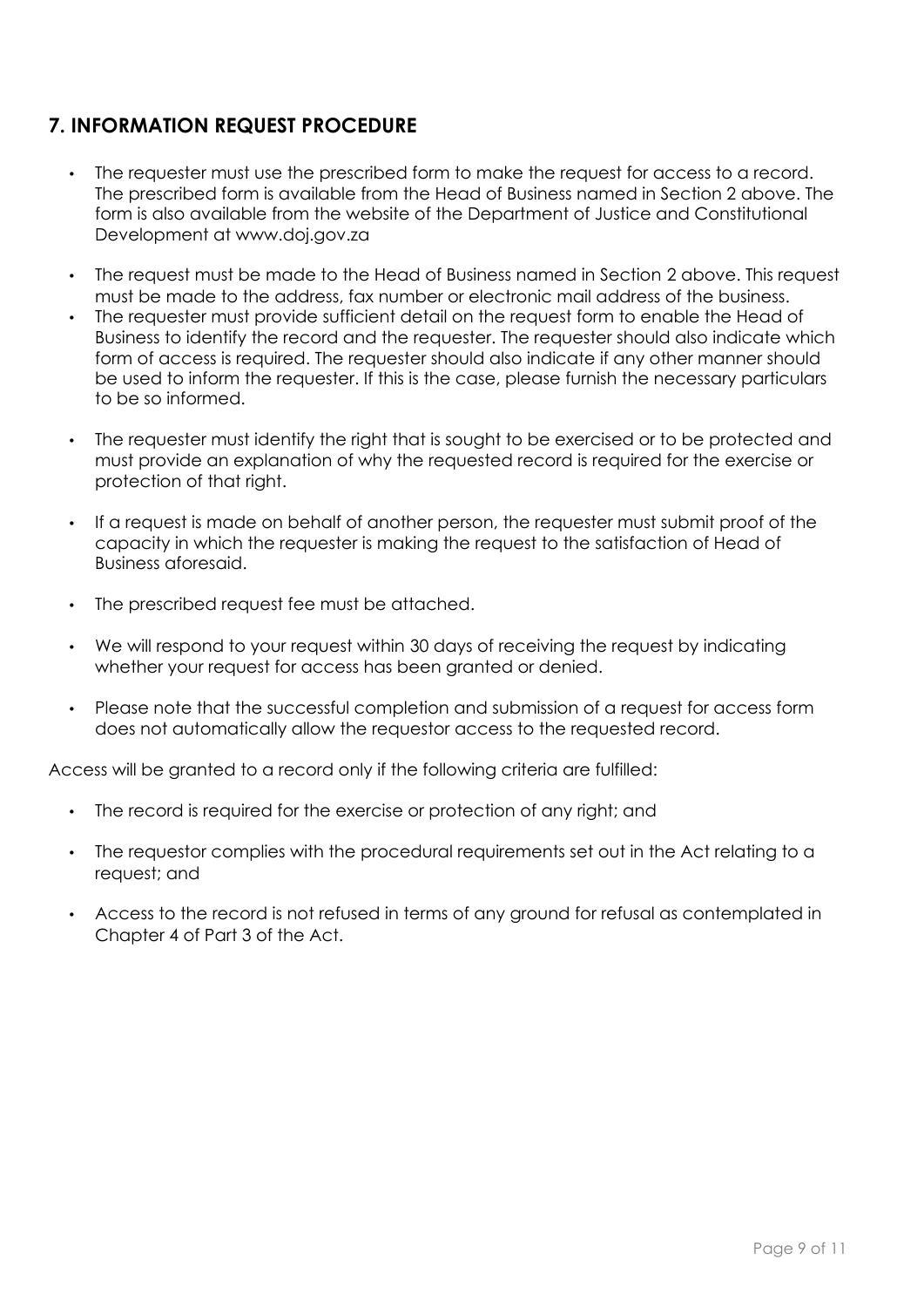## 7. INFORMATION REQUEST PROCEDURE

- The requester must use the prescribed form to make the request for access to a record. The prescribed form is available from the Head of Business named in Section 2 above. The form is also available from the website of the Department of Justice and Constitutional Development at www.doj.gov.za
- The request must be made to the Head of Business named in Section 2 above. This request must be made to the address, fax number or electronic mail address of the business.
- The requester must provide sufficient detail on the request form to enable the Head of Business to identify the record and the requester. The requester should also indicate which form of access is required. The requester should also indicate if any other manner should be used to inform the requester. If this is the case, please furnish the necessary particulars to be so informed.
- The requester must identify the right that is sought to be exercised or to be protected and must provide an explanation of why the requested record is required for the exercise or protection of that right.
- If a request is made on behalf of another person, the requester must submit proof of the capacity in which the requester is making the request to the satisfaction of Head of Business aforesaid.
- The prescribed request fee must be attached.
- We will respond to your request within 30 days of receiving the request by indicating whether your request for access has been granted or denied.
- Please note that the successful completion and submission of a request for access form does not automatically allow the requestor access to the requested record.

Access will be granted to a record only if the following criteria are fulfilled:

- The record is required for the exercise or protection of any right; and
- The requestor complies with the procedural requirements set out in the Act relating to a request; and
- Access to the record is not refused in terms of any ground for refusal as contemplated in Chapter 4 of Part 3 of the Act.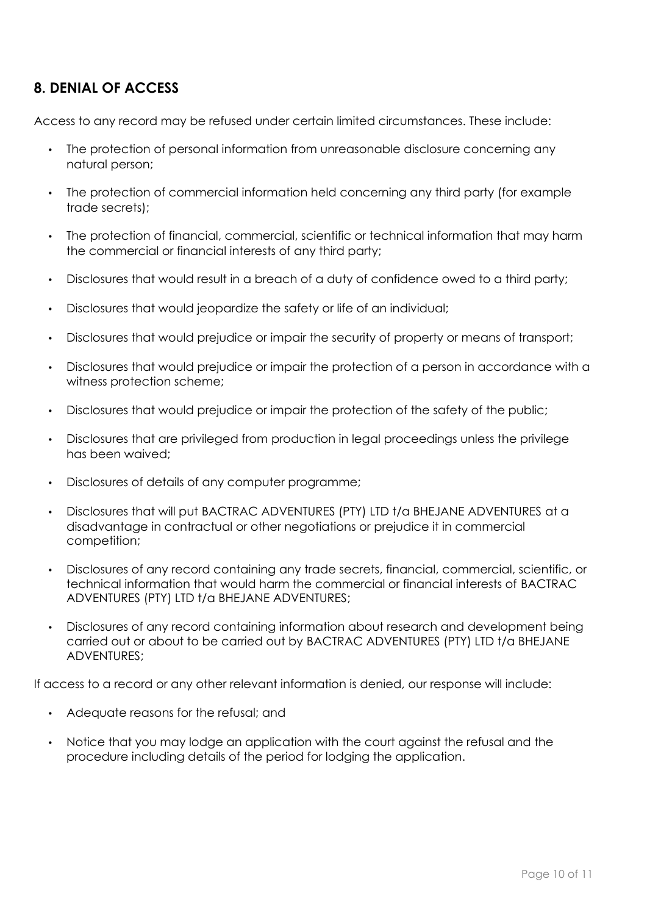## 8. DENIAL OF ACCESS

Access to any record may be refused under certain limited circumstances. These include:

- The protection of personal information from unreasonable disclosure concerning any natural person;
- The protection of commercial information held concerning any third party (for example trade secrets);
- The protection of financial, commercial, scientific or technical information that may harm the commercial or financial interests of any third party;
- Disclosures that would result in a breach of a duty of confidence owed to a third party;
- Disclosures that would jeopardize the safety or life of an individual;
- Disclosures that would prejudice or impair the security of property or means of transport;
- Disclosures that would prejudice or impair the protection of a person in accordance with a witness protection scheme;
- Disclosures that would prejudice or impair the protection of the safety of the public;
- Disclosures that are privileged from production in legal proceedings unless the privilege has been waived;
- Disclosures of details of any computer programme;
- Disclosures that will put BACTRAC ADVENTURES (PTY) LTD t/a BHEJANE ADVENTURES at a disadvantage in contractual or other negotiations or prejudice it in commercial competition;
- Disclosures of any record containing any trade secrets, financial, commercial, scientific, or technical information that would harm the commercial or financial interests of BACTRAC ADVENTURES (PTY) LTD t/a BHEJANE ADVENTURES;
- Disclosures of any record containing information about research and development being carried out or about to be carried out by BACTRAC ADVENTURES (PTY) LTD t/a BHEJANE ADVENTURES;

If access to a record or any other relevant information is denied, our response will include:

- Adequate reasons for the refusal; and
- Notice that you may lodge an application with the court against the refusal and the procedure including details of the period for lodging the application.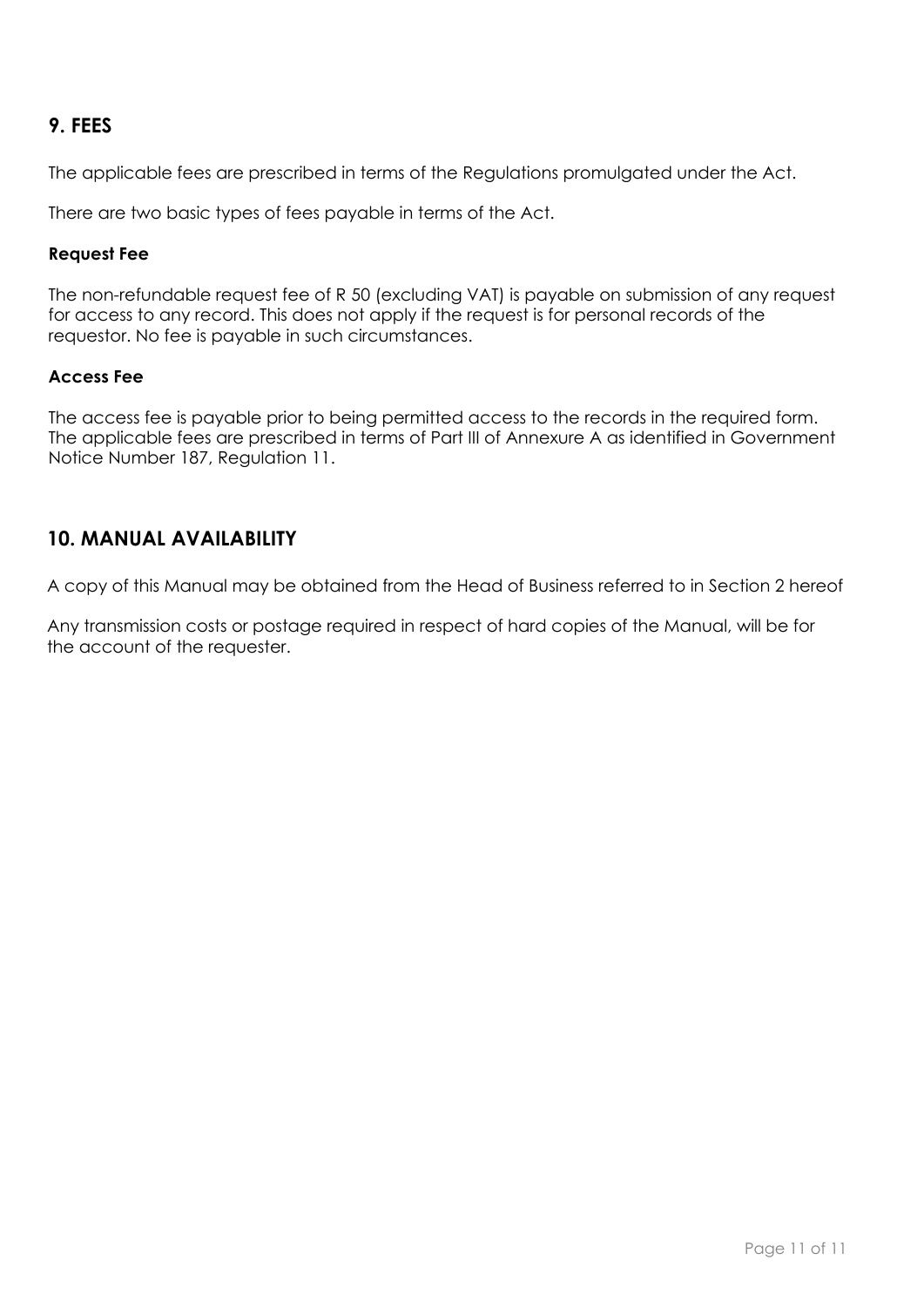## 9. FEES

The applicable fees are prescribed in terms of the Regulations promulgated under the Act.

There are two basic types of fees payable in terms of the Act.

**Request Fee**

The non-refundable request fee of R 50 (excluding VAT) is payable on submission of any request for access to any record. This does not apply if the request is for personal records of the requestor. No fee is payable in such circumstances.

**Access Fee**

The access fee is payable prior to being permitted access to the records in the required form. The applicable fees are prescribed in terms of Part III of Annexure A as identified in Government Notice Number 187, Regulation 11.

## 10. MANUAL AVAILABILITY

A copy of this Manual may be obtained from the Head of Business referred to in Section 2 hereof

Any transmission costs or postage required in respect of hard copies of the Manual, will be for the account of the requester.